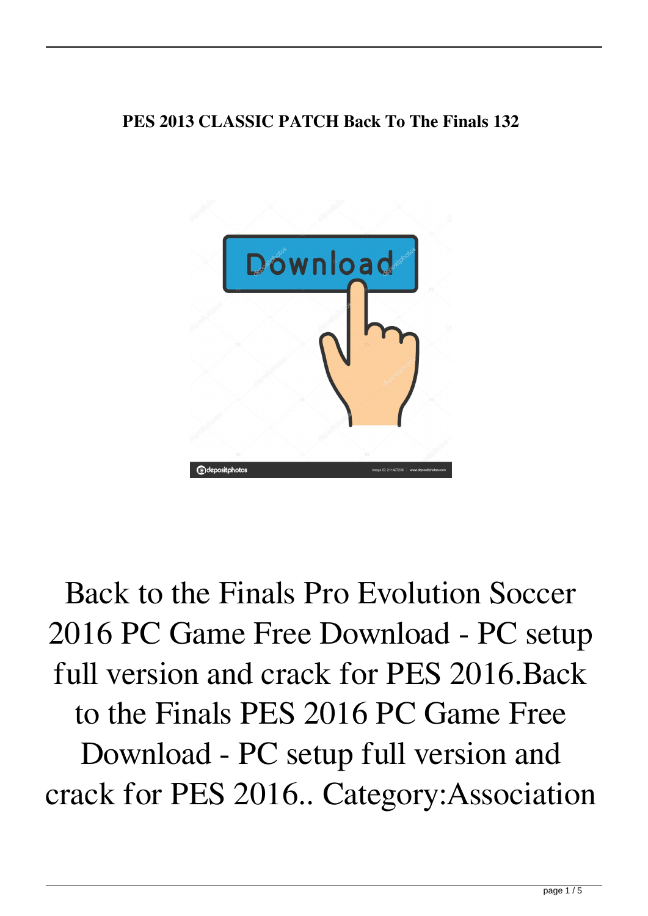**PES 2013 CLASSIC PATCH Back To The Finals 132**

Back to the Finals Pro Evolution Soccer 2016 PC Game Free Download - PC setup full version and crack for PES 2016.Back to the Finals PES 2016 PC Game Free Download - PC setup full version and crack for PES 2016.. Category:Association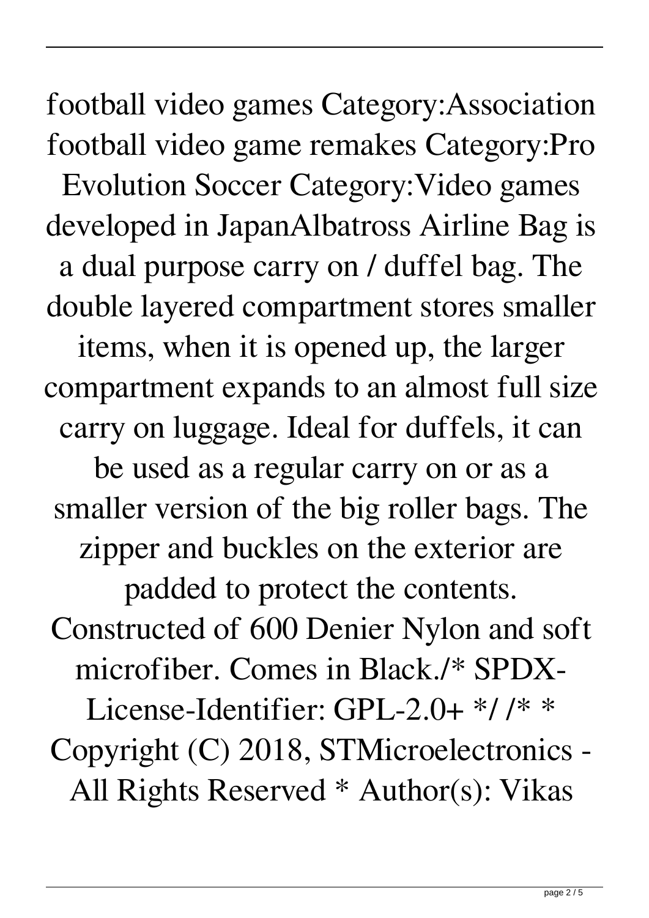football video games Category:Association football video game remakes Category:Pro Evolution Soccer Category:Video games developed in JapanAlbatross Airline Bag is a dual purpose carry on / duffel bag. The double layered compartment stores smaller items, when it is opened up, the larger compartment expands to an almost full size carry on luggage. Ideal for duffels, it can be used as a regular carry on or as a smaller version of the big roller bags. The zipper and buckles on the exterior are padded to protect the contents. Constructed of 600 Denier Nylon and soft microfiber. Comes in Black./* SPDX-License-Identifier: GPL-2.0+ */ /* * Copyright (C) 2018, STMicroelectronics - All Rights Reserved * Author(s): Vikas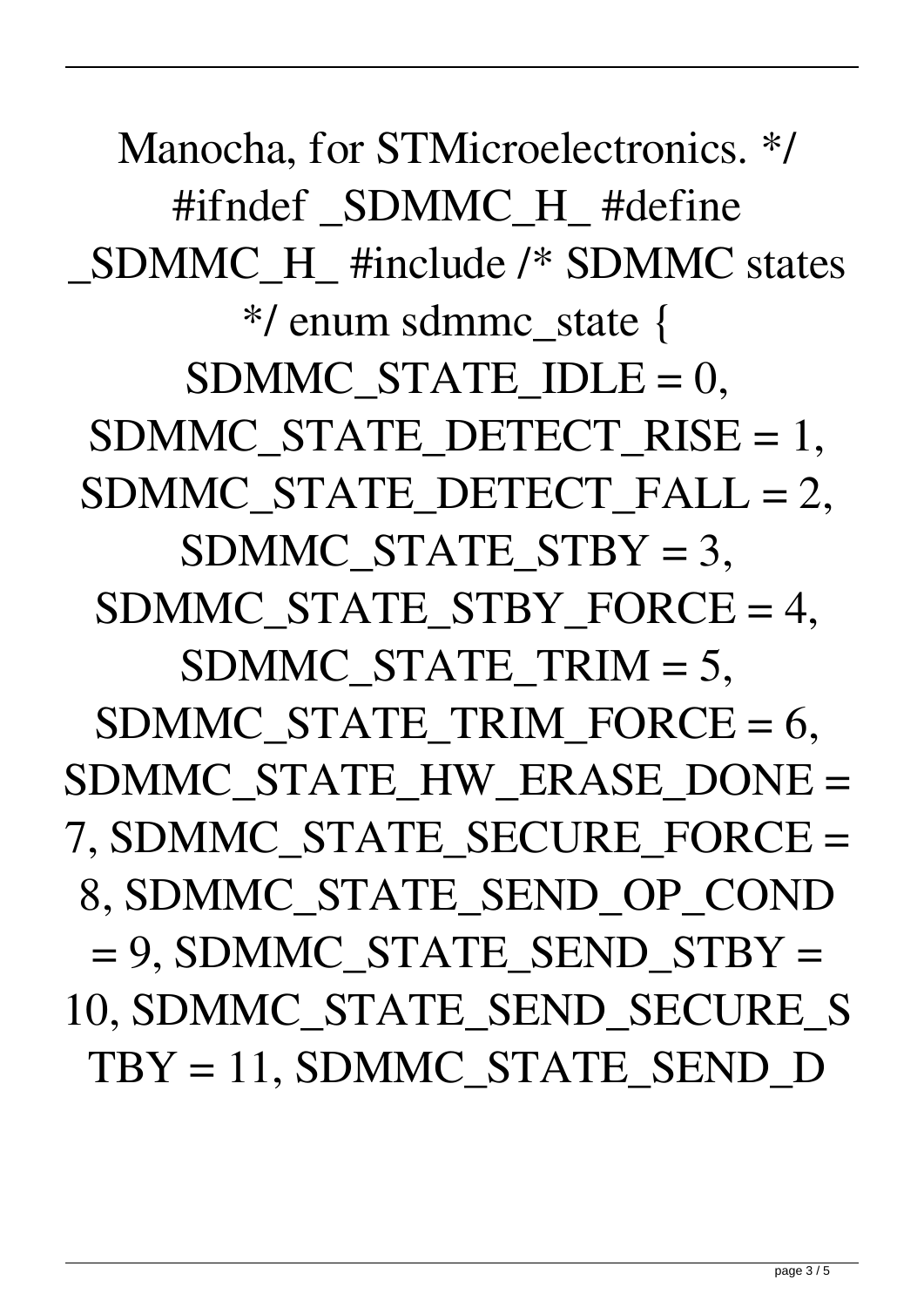Manocha, for STMicroelectronics. */ #ifndef _SDMMC_H_ #define _SDMMC_H_ #include /* SDMMC states */ enum sdmmc_state { SDMMC_STATE_IDLE = 0, SDMMC_STATE_DETECT_RISE = 1, SDMMC_STATE_DETECT_FALL = 2, SDMMC_STATE_STBY = 3, SDMMC_STATE_STBY_FORCE = 4, SDMMC_STATE_TRIM = 5, SDMMC_STATE_TRIM_FORCE = 6, SDMMC_STATE_HW_ERASE_DONE = 7, SDMMC_STATE_SECURE_FORCE = 8, SDMMC_STATE_SEND_OP_COND = 9, SDMMC_STATE_SEND_STBY = 10, SDMMC_STATE_SEND_SECURE_STBY = 11, SDMMC_STATE_SEND_D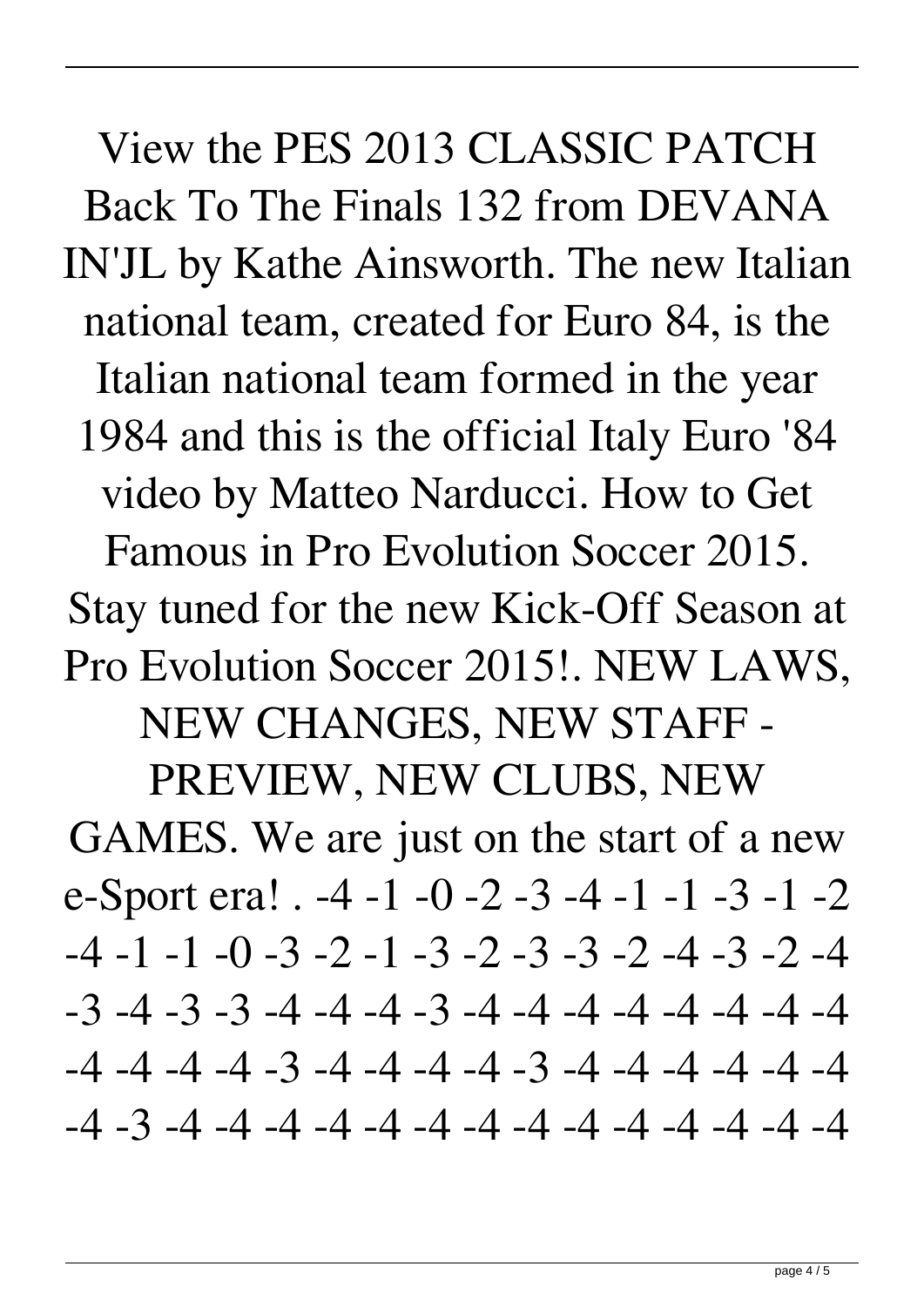View the PES 2013 CLASSIC PATCH Back To The Finals 132 from DEVANA IN'JL by Kathe Ainsworth. The new Italian national team, created for Euro 84, is the Italian national team formed in the year 1984 and this is the official Italy Euro '84 video by Matteo Narducci. How to Get Famous in Pro Evolution Soccer 2015. Stay tuned for the new Kick-Off Season at Pro Evolution Soccer 2015!. NEW LAWS, NEW CHANGES, NEW STAFF - PREVIEW, NEW CLUBS, NEW GAMES. We are just on the start of a new e-Sport era! . -4 -1 -0 -2 -3 -4 -1 -1 -3 -1 -2 -4 -1 -1 -0 -3 -2 -1 -3 -2 -3 -3 -2 -4 -3 -2 -4 -3 -4 -3 -3 -4 -4 -4 -3 -4 -4 -4 -4 -4 -4 -4 -4 -4 -4 -4 -4 -3 -4 -4 -4 -4 -3 -4 -4 -4 -4 -4 -4 -4 -3 -4 -4 -4 -4 -4 -4 -4 -4 -4 -4 -4 -4 -4 -4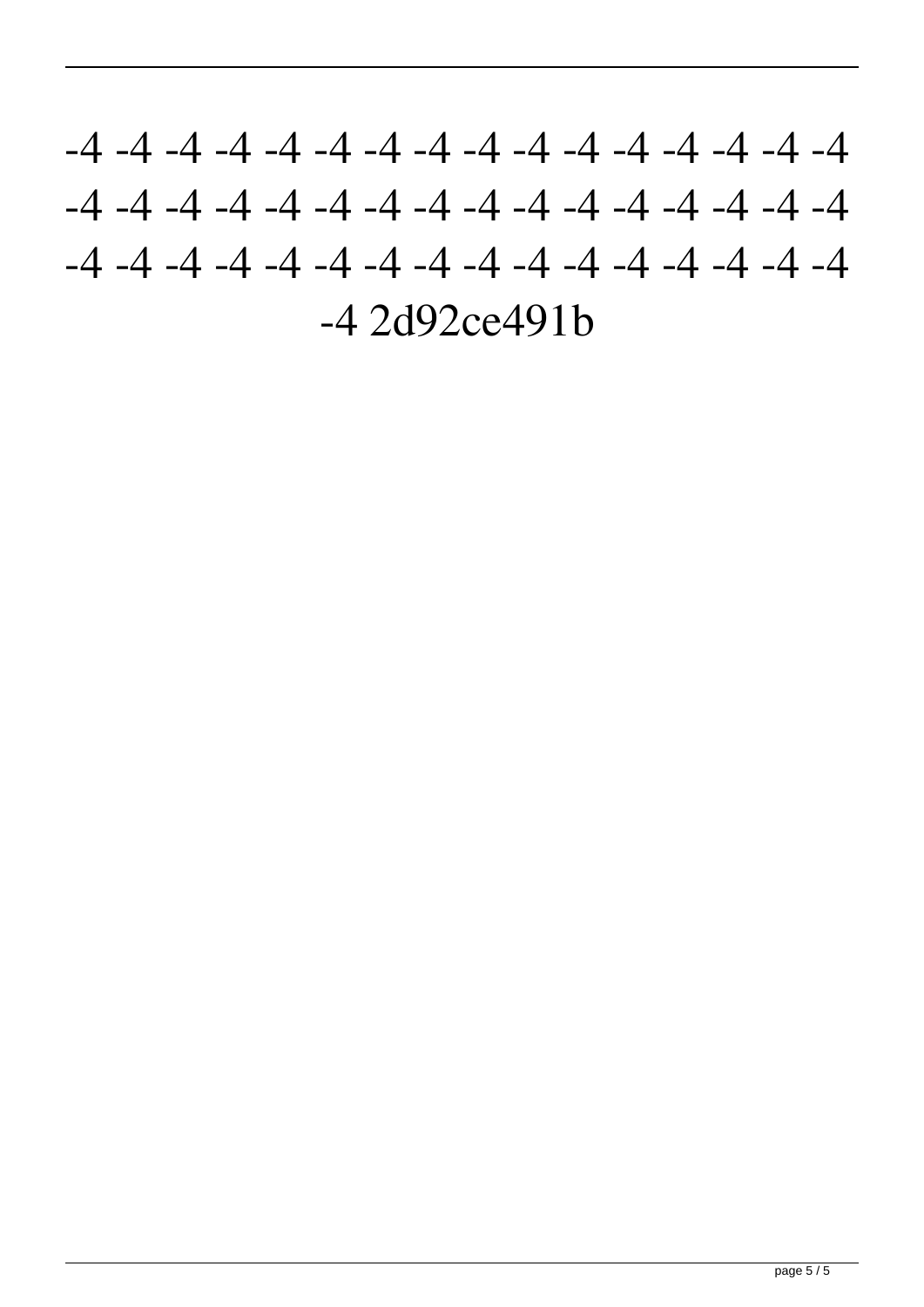-4 -4 -4 -4 -4 -4 -4 -4 -4 -4 -4 -4 -4 -4 -4 -4 -4 -4 -4 -4 -4 -4 -4 -4 -4 -4 -4 -4 -4 -4 -4 -4 -4 -4 -4 -4 -4 -4 -4 -4 -4 -4 -4 -4 -4 -4 -4 -4 -4 2d92ce491b